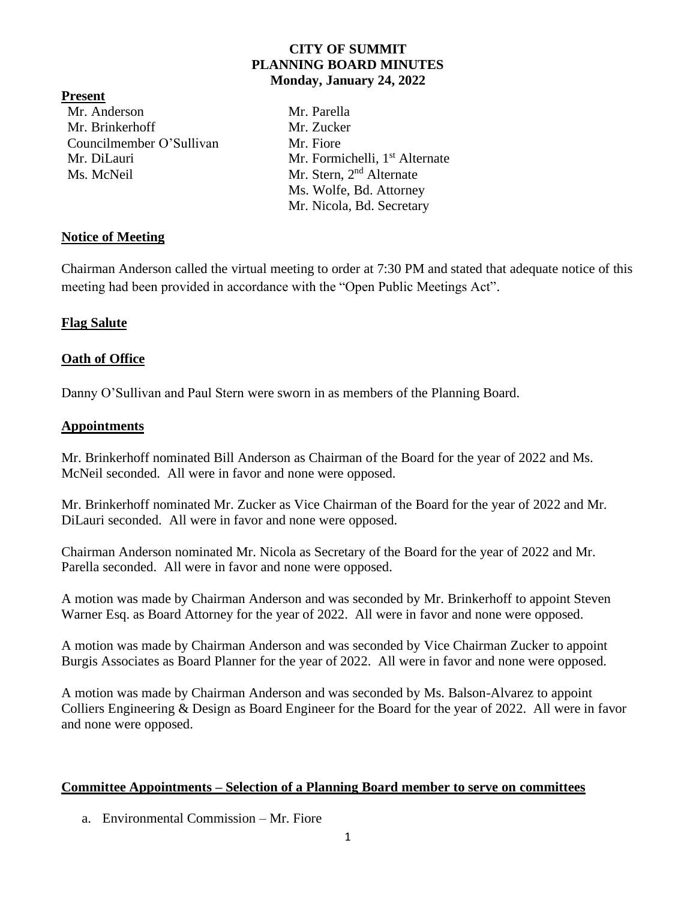# CITY OF SUMMIT
# PLANNING BOARD MINUTES
## Monday, January 24, 2022

**Present**

Mr. Anderson
Mr. Brinkerhoff
Councilmember O'Sullivan
Mr. DiLauri
Ms. McNeil
Mr. Parella
Mr. Zucker
Mr. Fiore
Mr. Formichelli, 1st Alternate
Mr. Stern, 2nd Alternate
Ms. Wolfe, Bd. Attorney
Mr. Nicola, Bd. Secretary

**Notice of Meeting**

Chairman Anderson called the virtual meeting to order at 7:30 PM and stated that adequate notice of this meeting had been provided in accordance with the "Open Public Meetings Act".

**Flag Salute**

**Oath of Office**

Danny O'Sullivan and Paul Stern were sworn in as members of the Planning Board.

**Appointments**

Mr. Brinkerhoff nominated Bill Anderson as Chairman of the Board for the year of 2022 and Ms. McNeil seconded. All were in favor and none were opposed.

Mr. Brinkerhoff nominated Mr. Zucker as Vice Chairman of the Board for the year of 2022 and Mr. DiLauri seconded. All were in favor and none were opposed.

Chairman Anderson nominated Mr. Nicola as Secretary of the Board for the year of 2022 and Mr. Parella seconded. All were in favor and none were opposed.

A motion was made by Chairman Anderson and was seconded by Mr. Brinkerhoff to appoint Steven Warner Esq. as Board Attorney for the year of 2022. All were in favor and none were opposed.

A motion was made by Chairman Anderson and was seconded by Vice Chairman Zucker to appoint Burgis Associates as Board Planner for the year of 2022. All were in favor and none were opposed.

A motion was made by Chairman Anderson and was seconded by Ms. Balson-Alvarez to appoint Colliers Engineering & Design as Board Engineer for the Board for the year of 2022. All were in favor and none were opposed.

**Committee Appointments – Selection of a Planning Board member to serve on committees**

a. Environmental Commission – Mr. Fiore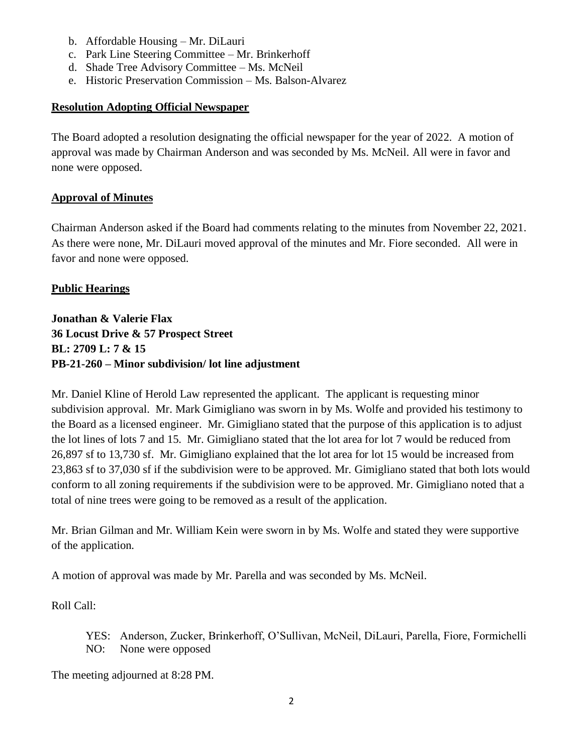b. Affordable Housing – Mr. DiLauri
c. Park Line Steering Committee – Mr. Brinkerhoff
d. Shade Tree Advisory Committee – Ms. McNeil
e. Historic Preservation Commission – Ms. Balson-Alvarez

**Resolution Adopting Official Newspaper**

The Board adopted a resolution designating the official newspaper for the year of 2022. A motion of approval was made by Chairman Anderson and was seconded by Ms. McNeil. All were in favor and none were opposed.

**Approval of Minutes**

Chairman Anderson asked if the Board had comments relating to the minutes from November 22, 2021. As there were none, Mr. DiLauri moved approval of the minutes and Mr. Fiore seconded. All were in favor and none were opposed.

**Public Hearings**

**Jonathan & Valerie Flax**
**36 Locust Drive & 57 Prospect Street**
**BL: 2709 L: 7 & 15**
**PB-21-260 – Minor subdivision/ lot line adjustment**

Mr. Daniel Kline of Herold Law represented the applicant. The applicant is requesting minor subdivision approval. Mr. Mark Gimigliano was sworn in by Ms. Wolfe and provided his testimony to the Board as a licensed engineer. Mr. Gimigliano stated that the purpose of this application is to adjust the lot lines of lots 7 and 15. Mr. Gimigliano stated that the lot area for lot 7 would be reduced from 26,897 sf to 13,730 sf. Mr. Gimigliano explained that the lot area for lot 15 would be increased from 23,863 sf to 37,030 sf if the subdivision were to be approved. Mr. Gimigliano stated that both lots would conform to all zoning requirements if the subdivision were to be approved. Mr. Gimigliano noted that a total of nine trees were going to be removed as a result of the application.

Mr. Brian Gilman and Mr. William Kein were sworn in by Ms. Wolfe and stated they were supportive of the application.

A motion of approval was made by Mr. Parella and was seconded by Ms. McNeil.

Roll Call:

YES: Anderson, Zucker, Brinkerhoff, O'Sullivan, McNeil, DiLauri, Parella, Fiore, Formichelli
NO: None were opposed

The meeting adjourned at 8:28 PM.